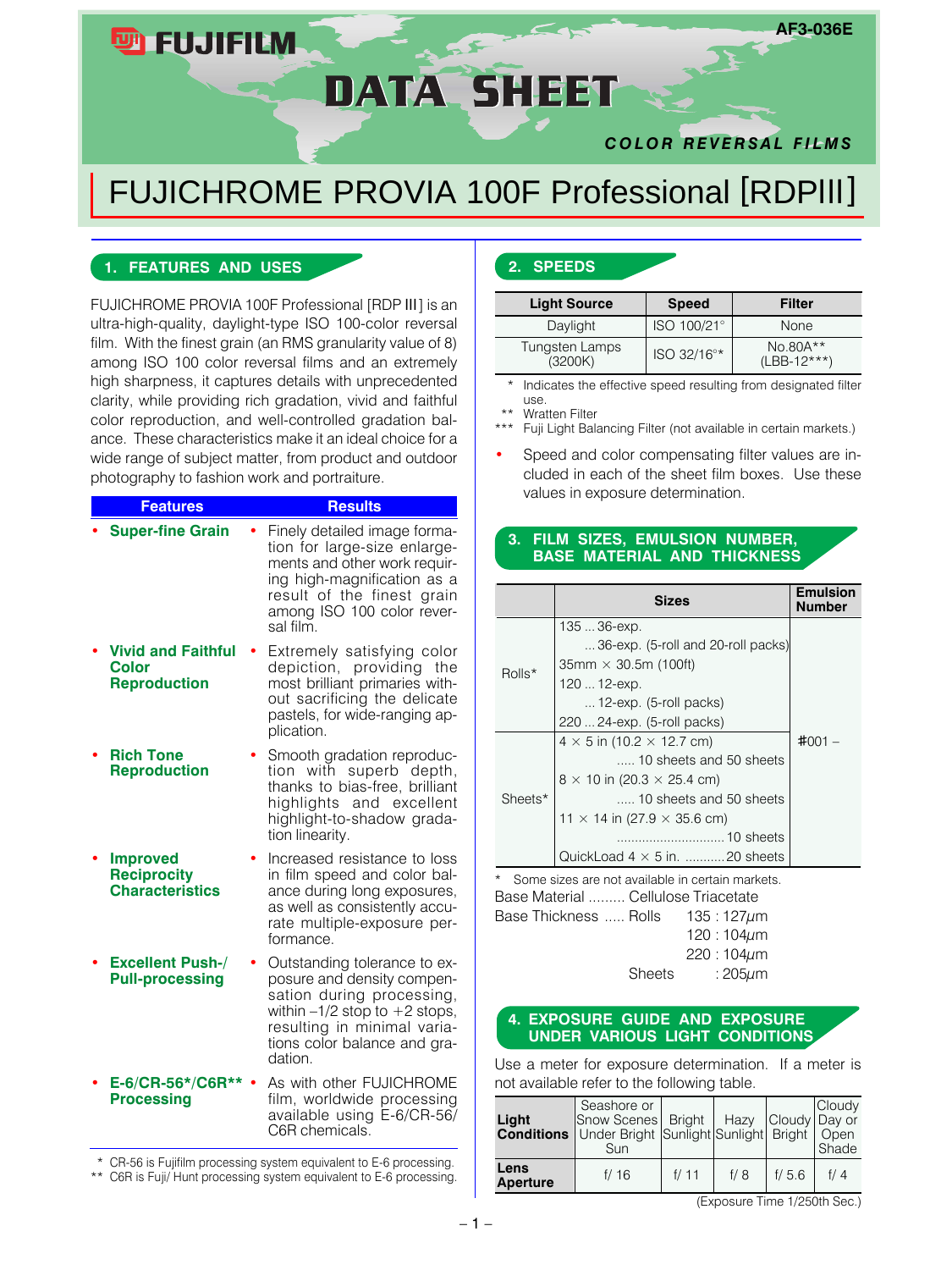FUJIFILM

AF3-036E

# DATA SHEET

**COLOR REVERSAL FILMS**

# FUJICHROME PROVIA 100F Professional [RDPIII]

## 1. FEATURES AND USES

FUJICHROME PROVIA 100F Professional [RDP III] is an ultra-high-quality, daylight-type ISO 100-color reversal film. With the finest grain (an RMS granularity value of 8) among ISO 100 color reversal films and an extremely high sharpness, it captures details with unprecedented clarity, while providing rich gradation, vivid and faithful color reproduction, and well-controlled gradation balance. These characteristics make it an ideal choice for a wide range of subject matter, from product and outdoor photography to fashion work and portraiture.

| Features | Results |
|---|---|
| • **Super-fine Grain** | • Finely detailed image formation for large-size enlargements and other work requiring high-magnification as a result of the finest grain among ISO 100 color reversal film. |
| • **Vivid and Faithful Color Reproduction** | • Extremely satisfying color depiction, providing the most brilliant primaries without sacrificing the delicate pastels, for wide-ranging application. |
| • **Rich Tone Reproduction** | • Smooth gradation reproduction with superb depth, thanks to bias-free, brilliant highlights and excellent highlight-to-shadow gradation linearity. |
| • **Improved Reciprocity Characteristics** | • Increased resistance to loss in film speed and color balance during long exposures, as well as consistently accurate multiple-exposure performance. |
| • **Excellent Push-/Pull-processing** | • Outstanding tolerance to exposure and density compensation during processing, within –1/2 stop to +2 stops, resulting in minimal variations color balance and gradation. |
| • **E-6/CR-56*/C6R** Processing** | • As with other FUJICHROME film, worldwide processing available using E-6/CR-56/C6R chemicals. |

\* CR-56 is Fujifilm processing system equivalent to E-6 processing.
** C6R is Fuji/ Hunt processing system equivalent to E-6 processing.

## 2. SPEEDS

| Light Source | Speed | Filter |
|---|---|---|
| Daylight | ISO 100/21° | None |
| Tungsten Lamps (3200K) | ISO 32/16°* | No.80A** (LBB-12***) |

\* Indicates the effective speed resulting from designated filter use.
** Wratten Filter
*** Fuji Light Balancing Filter (not available in certain markets.)

- Speed and color compensating filter values are included in each of the sheet film boxes. Use these values in exposure determination.

## 3. FILM SIZES, EMULSION NUMBER, BASE MATERIAL AND THICKNESS

| | Sizes | Emulsion Number |
|---|---|---|
| Rolls* | 135 ... 36-exp. | #001 – |
| | ... 36-exp. (5-roll and 20-roll packs) | |
| | 35mm × 30.5m (100ft) | |
| | 120 ... 12-exp. | |
| | ... 12-exp. (5-roll packs) | |
| | 220 ... 24-exp. (5-roll packs) | |
| Sheets* | 4 × 5 in (10.2 × 12.7 cm) ..... 10 sheets and 50 sheets | |
| | 8 × 10 in (20.3 × 25.4 cm) ..... 10 sheets and 50 sheets | |
| | 11 × 14 in (27.9 × 35.6 cm) ..... 10 sheets | |
| | QuickLoad 4 × 5 in. ........... 20 sheets | |

\* Some sizes are not available in certain markets.

Base Material ......... Cellulose Triacetate

Base Thickness ..... Rolls 135 : 127μm
120 : 104μm
220 : 104μm
Sheets : 205μm

## 4. EXPOSURE GUIDE AND EXPOSURE UNDER VARIOUS LIGHT CONDITIONS

Use a meter for exposure determination. If a meter is not available refer to the following table.

| Light Conditions | Seashore or Snow Scenes Under Bright Sun | Bright Sunlight | Hazy Sunlight | Cloudy Bright | Cloudy Day or Open Shade |
|---|---|---|---|---|---|
| Lens Aperture | f/ 16 | f/ 11 | f/ 8 | f/ 5.6 | f/ 4 |

(Exposure Time 1/250th Sec.)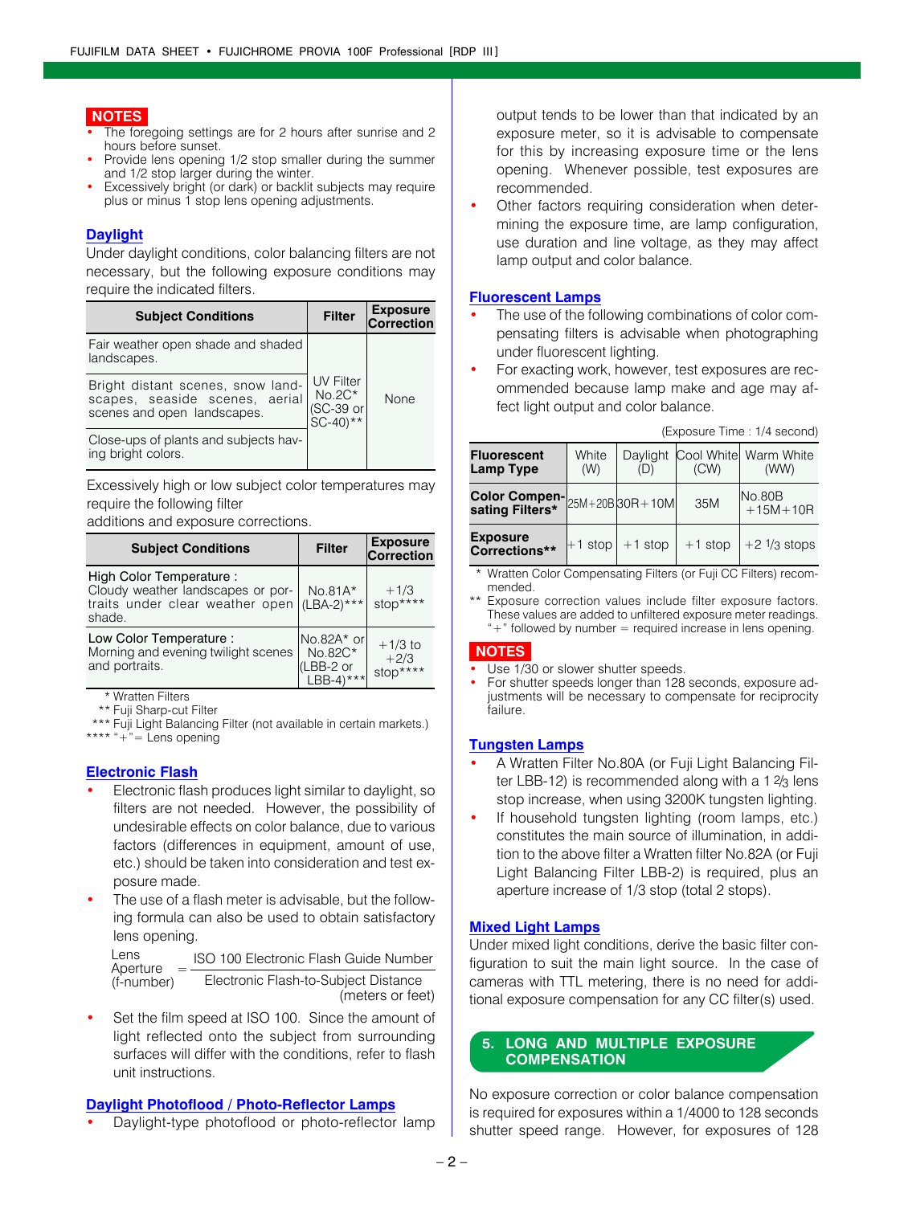**NOTES**

- The foregoing settings are for 2 hours after sunrise and 2 hours before sunset.
- Provide lens opening 1/2 stop smaller during the summer and 1/2 stop larger during the winter.
- Excessively bright (or dark) or backlit subjects may require plus or minus 1 stop lens opening adjustments.

## Daylight

Under daylight conditions, color balancing filters are not necessary, but the following exposure conditions may require the indicated filters.

| Subject Conditions | Filter | Exposure Correction |
|---|---|---|
| Fair weather open shade and shaded landscapes. | UV Filter No.2C* (SC-39 or SC-40)** | None |
| Bright distant scenes, snow landscapes, seaside scenes, aerial scenes and open landscapes. | | |
| Close-ups of plants and subjects having bright colors. | | |

Excessively high or low subject color temperatures may require the following filter additions and exposure corrections.

| Subject Conditions | Filter | Exposure Correction |
|---|---|---|
| High Color Temperature : Cloudy weather landscapes or portraits under clear weather open shade. | No.81A* (LBA-2)*** | +1/3 stop**** |
| Low Color Temperature : Morning and evening twilight scenes and portraits. | No.82A* or No.82C* (LBB-2 or LBB-4)*** | +1/3 to +2/3 stop**** |

\* Wratten Filters
** Fuji Sharp-cut Filter
*** Fuji Light Balancing Filter (not available in certain markets.)
**** "+"= Lens opening

## Electronic Flash

- Electronic flash produces light similar to daylight, so filters are not needed. However, the possibility of undesirable effects on color balance, due to various factors (differences in equipment, amount of use, etc.) should be taken into consideration and test exposure made.
- The use of a flash meter is advisable, but the following formula can also be used to obtain satisfactory lens opening.

$$\text{Lens Aperture (f-number)} = \frac{\text{ISO 100 Electronic Flash Guide Number}}{\text{Electronic Flash-to-Subject Distance (meters or feet)}}$$

- Set the film speed at ISO 100. Since the amount of light reflected onto the subject from surrounding surfaces will differ with the conditions, refer to flash unit instructions.

## Daylight Photoflood / Photo-Reflector Lamps

- Daylight-type photoflood or photo-reflector lamp output tends to be lower than that indicated by an exposure meter, so it is advisable to compensate for this by increasing exposure time or the lens opening. Whenever possible, test exposures are recommended.
- Other factors requiring consideration when determining the exposure time, are lamp configuration, use duration and line voltage, as they may affect lamp output and color balance.

## Fluorescent Lamps

- The use of the following combinations of color compensating filters is advisable when photographing under fluorescent lighting.
- For exacting work, however, test exposures are recommended because lamp make and age may affect light output and color balance.

(Exposure Time : 1/4 second)

| Fluorescent Lamp Type | White (W) | Daylight (D) | Cool White (CW) | Warm White (WW) |
|---|---|---|---|---|
| Color Compensating Filters* | 25M+20B | 30R+10M | 35M | No.80B +15M+10R |
| Exposure Corrections** | +1 stop | +1 stop | +1 stop | +2 1/3 stops |

\* Wratten Color Compensating Filters (or Fuji CC Filters) recommended.
** Exposure correction values include filter exposure factors. These values are added to unfiltered exposure meter readings. "+" followed by number = required increase in lens opening.

**NOTES**

- Use 1/30 or slower shutter speeds.
- For shutter speeds longer than 128 seconds, exposure adjustments will be necessary to compensate for reciprocity failure.

## Tungsten Lamps

- A Wratten Filter No.80A (or Fuji Light Balancing Filter LBB-12) is recommended along with a 1 2/3 lens stop increase, when using 3200K tungsten lighting.
- If household tungsten lighting (room lamps, etc.) constitutes the main source of illumination, in addition to the above filter a Wratten filter No.82A (or Fuji Light Balancing Filter LBB-2) is required, plus an aperture increase of 1/3 stop (total 2 stops).

## Mixed Light Lamps

Under mixed light conditions, derive the basic filter configuration to suit the main light source. In the case of cameras with TTL metering, there is no need for additional exposure compensation for any CC filter(s) used.

# 5. LONG AND MULTIPLE EXPOSURE COMPENSATION

No exposure correction or color balance compensation is required for exposures within a 1/4000 to 128 seconds shutter speed range. However, for exposures of 128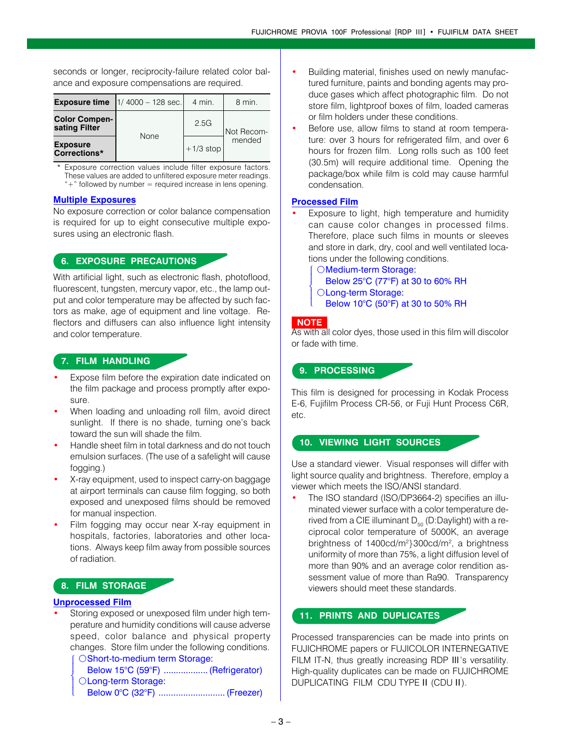seconds or longer, reciprocity-failure related color balance and exposure compensations are required.

| Exposure time | 1/ 4000 – 128 sec. | 4 min. | 8 min. |
|---|---|---|---|
| Color Compensating Filter | None | 2.5G | Not Recommended |
| Exposure Corrections* | | +1/3 stop | |

\* Exposure correction values include filter exposure factors. These values are added to unfiltered exposure meter readings. "+" followed by number = required increase in lens opening.

### Multiple Exposures

No exposure correction or color balance compensation is required for up to eight consecutive multiple exposures using an electronic flash.

## 6. EXPOSURE PRECAUTIONS

With artificial light, such as electronic flash, photoflood, fluorescent, tungsten, mercury vapor, etc., the lamp output and color temperature may be affected by such factors as make, age of equipment and line voltage. Reflectors and diffusers can also influence light intensity and color temperature.

## 7. FILM HANDLING

- Expose film before the expiration date indicated on the film package and process promptly after exposure.
- When loading and unloading roll film, avoid direct sunlight. If there is no shade, turning one's back toward the sun will shade the film.
- Handle sheet film in total darkness and do not touch emulsion surfaces. (The use of a safelight will cause fogging.)
- X-ray equipment, used to inspect carry-on baggage at airport terminals can cause film fogging, so both exposed and unexposed films should be removed for manual inspection.
- Film fogging may occur near X-ray equipment in hospitals, factories, laboratories and other locations. Always keep film away from possible sources of radiation.

## 8. FILM STORAGE

### Unprocessed Film

- Storing exposed or unexposed film under high temperature and humidity conditions will cause adverse speed, color balance and physical property changes. Store film under the following conditions.
  - ○Short-to-medium term Storage:
    Below 15°C (59°F) .................. (Refrigerator)
  - ○Long-term Storage:
    Below 0°C (32°F) ........................... (Freezer)
- Building material, finishes used on newly manufactured furniture, paints and bonding agents may produce gases which affect photographic film. Do not store film, lightproof boxes of film, loaded cameras or film holders under these conditions.
- Before use, allow films to stand at room temperature: over 3 hours for refrigerated film, and over 6 hours for frozen film. Long rolls such as 100 feet (30.5m) will require additional time. Opening the package/box while film is cold may cause harmful condensation.

### Processed Film

- Exposure to light, high temperature and humidity can cause color changes in processed films. Therefore, place such films in mounts or sleeves and store in dark, dry, cool and well ventilated locations under the following conditions.
  - ○Medium-term Storage:
    Below 25°C (77°F) at 30 to 60% RH
  - ○Long-term Storage:
    Below 10°C (50°F) at 30 to 50% RH

**NOTE**

As with all color dyes, those used in this film will discolor or fade with time.

## 9. PROCESSING

This film is designed for processing in Kodak Process E-6, Fujifilm Process CR-56, or Fuji Hunt Process C6R, etc.

## 10. VIEWING LIGHT SOURCES

Use a standard viewer. Visual responses will differ with light source quality and brightness. Therefore, employ a viewer which meets the ISO/ANSI standard.

- The ISO standard (ISO/DP3664-2) specifies an illuminated viewer surface with a color temperature derived from a CIE illuminant $D_{50}$ (D:Daylight) with a reciprocal color temperature of 5000K, an average brightness of 1400cd/m$^2$}300cd/m$^2$, a brightness uniformity of more than 75%, a light diffusion level of more than 90% and an average color rendition assessment value of more than Ra90. Transparency viewers should meet these standards.

## 11. PRINTS AND DUPLICATES

Processed transparencies can be made into prints on FUJICHROME papers or FUJICOLOR INTERNEGATIVE FILM IT-N, thus greatly increasing RDP III's versatility. High-quality duplicates can be made on FUJICHROME DUPLICATING FILM CDU TYPE II (CDU II).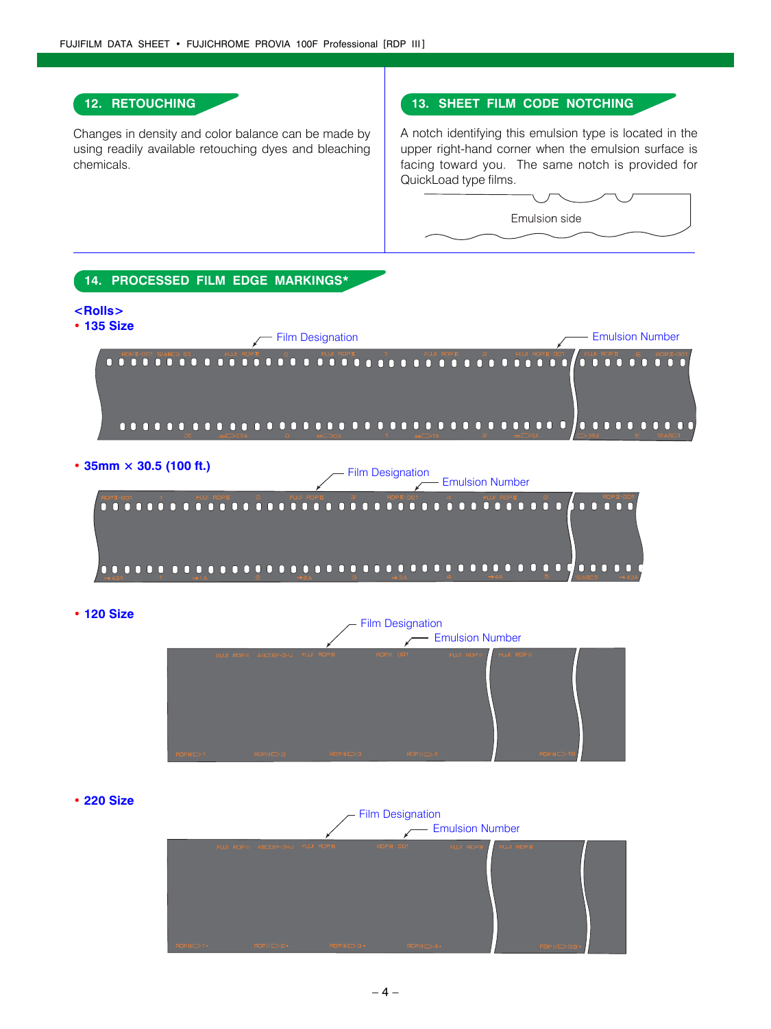## 12. RETOUCHING

Changes in density and color balance can be made by using readily available retouching dyes and bleaching chemicals.

## 13. SHEET FILM CODE NOTCHING

A notch identifying this emulsion type is located in the upper right-hand corner when the emulsion surface is facing toward you. The same notch is provided for QuickLoad type films.

Emulsion side

## 14. PROCESSED FILM EDGE MARKINGS*

**<Rolls>**

- **135 Size**

Film Designation

Emulsion Number

- **35mm × 30.5 (100 ft.)**

Film Designation

Emulsion Number

- **120 Size**

Film Designation

Emulsion Number

- **220 Size**

Film Designation

Emulsion Number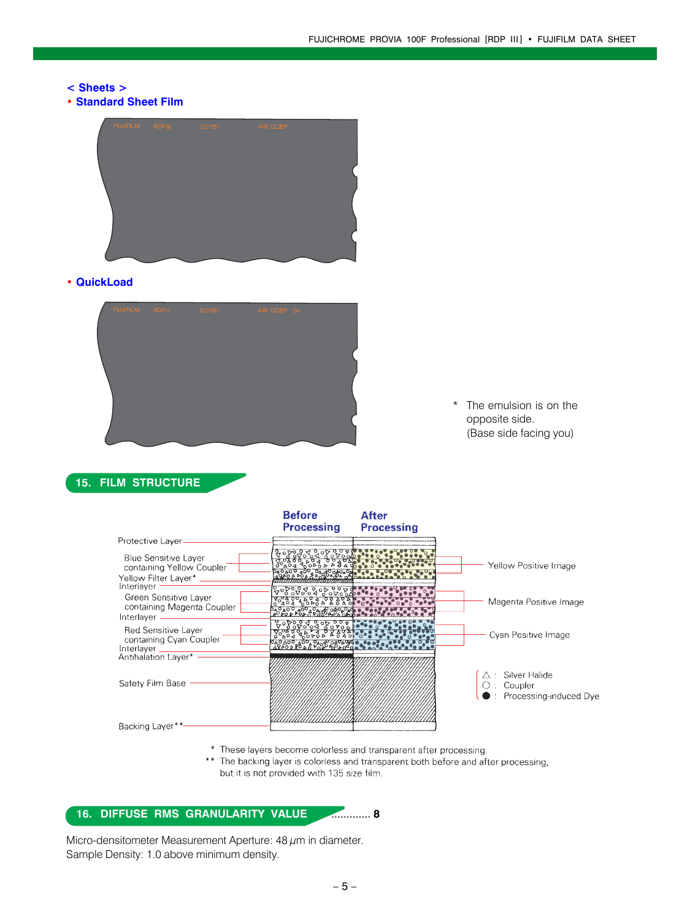**< Sheets >**

- **Standard Sheet Film**

FUJIFILM RDP III 00151 AB CDEF

- **QuickLoad**

FUJIFILM RDP III 00151 AB CDEF QL

\* The emulsion is on the opposite side. (Base side facing you)

## 15. FILM STRUCTURE

| Layer | Before Processing | After Processing |
|---|---|---|
| Protective Layer | | |
| Blue Sensitive Layer containing Yellow Coupler | | Yellow Positive Image |
| Yellow Filter Layer* | | |
| Interlayer | | |
| Green Sensitive Layer containing Magenta Coupler | | Magenta Positive Image |
| Interlayer | | |
| Red Sensitive Layer containing Cyan Coupler | | Cyan Positive Image |
| Interlayer | | |
| Antihalation Layer* | | |
| Safety Film Base | | |
| Backing Layer** | | |

△ : Silver Halide
○ : Coupler
● : Processing-induced Dye

\* These layers become colorless and transparent after processing.
\*\* The backing layer is colorless and transparent both before and after processing, but it is not provided with 135 size film.

## 16. DIFFUSE RMS GRANULARITY VALUE ............ 8

Micro-densitometer Measurement Aperture: 48 $\mu$m in diameter.
Sample Density: 1.0 above minimum density.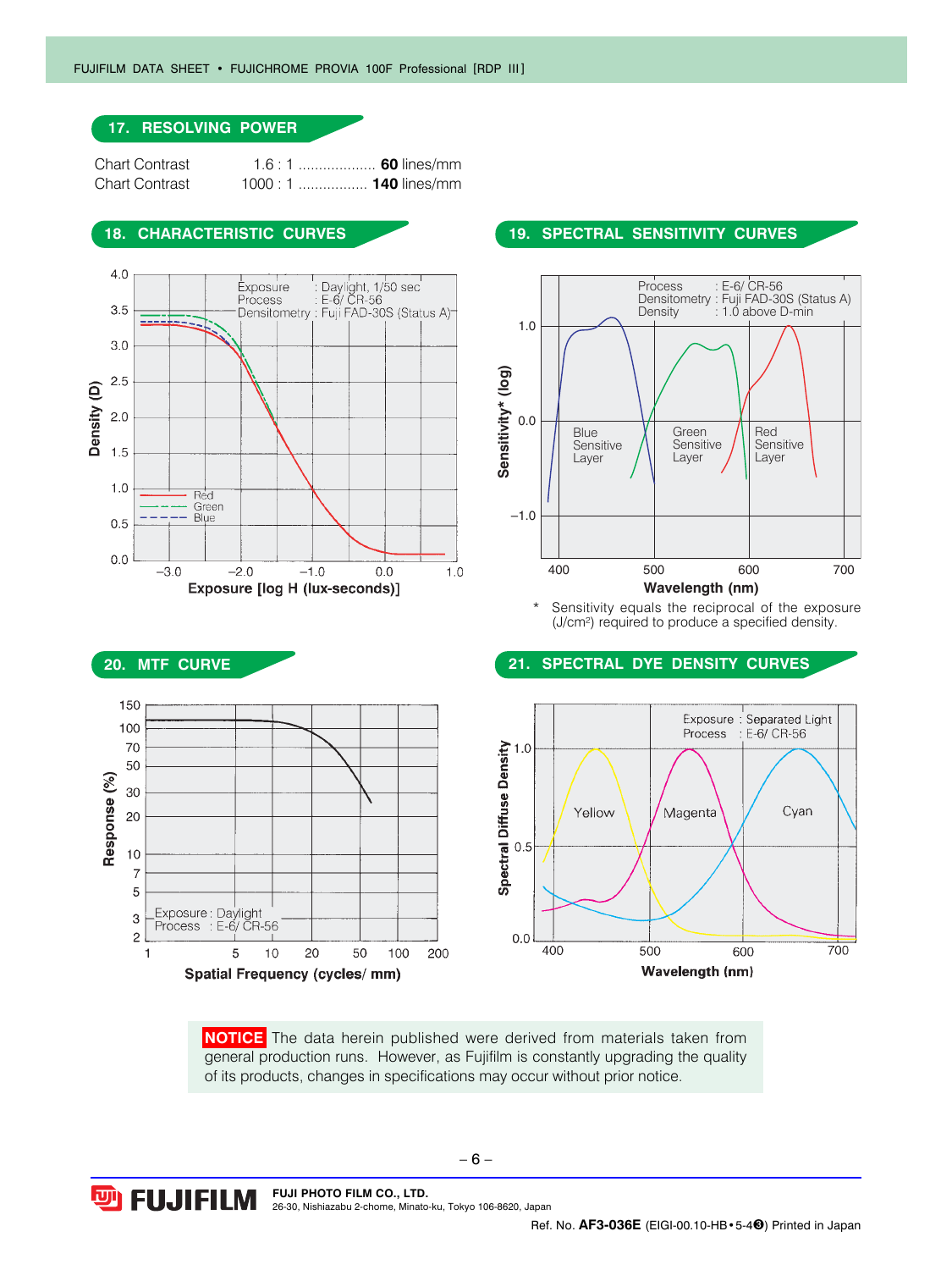## 17. RESOLVING POWER

Chart Contrast 1.6 : 1 .................. **60** lines/mm
Chart Contrast 1000 : 1 ................ **140** lines/mm

## 18. CHARACTERISTIC CURVES

Exposure : Daylight, 1/50 sec
Process : E-6/ CR-56
Densitometry : Fuji FAD-30S (Status A)

Density (D)

4.0
3.5
3.0
2.5
2.0
1.5
1.0
0.5
0.0

Red
Green
Blue

−3.0 −2.0 −1.0 0.0 1.0

Exposure [log H (lux-seconds)]

## 19. SPECTRAL SENSITIVITY CURVES

Process : E-6/ CR-56
Densitometry : Fuji FAD-30S (Status A)
Density : 1.0 above D-min

Sensitivity* (log)

1.0
0.0
−1.0

Blue Sensitive Layer
Green Sensitive Layer
Red Sensitive Layer

400 500 600 700

Wavelength (nm)

\* Sensitivity equals the reciprocal of the exposure (J/cm²) required to produce a specified density.

## 20. MTF CURVE

Response (%)

150
100
70
50
30
20
10
7
5
3
2

Exposure : Daylight
Process : E-6/ CR-56

1 5 10 20 50 100 200

Spatial Frequency (cycles/ mm)

## 21. SPECTRAL DYE DENSITY CURVES

Exposure : Separated Light
Process : E-6/ CR-56

Spectral Diffuse Density

1.0
0.5
0.0

Yellow
Magenta
Cyan

400 500 600 700

Wavelength (nm)

**NOTICE** The data herein published were derived from materials taken from general production runs. However, as Fujifilm is constantly upgrading the quality of its products, changes in specifications may occur without prior notice.

FUJIFILM

FUJI PHOTO FILM CO., LTD.
26-30, Nishiazabu 2-chome, Minato-ku, Tokyo 106-8620, Japan

Ref. No. **AF3-036E** (EIGI-00.10-HB•5-4❸) Printed in Japan